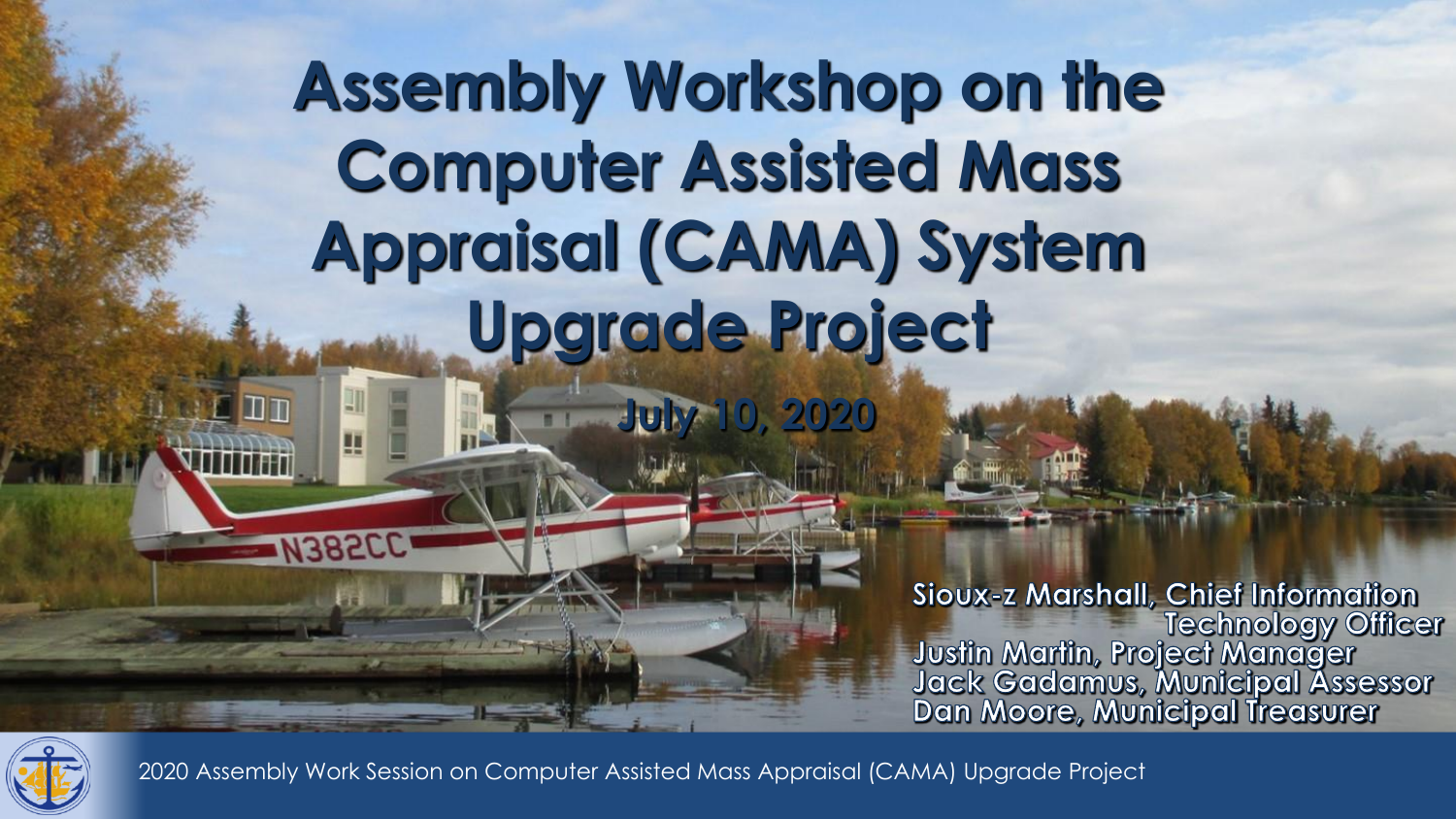# Assembly Workshop on the Computer Assisted Mass Appraisal (CAMA) System Upgrade Project

**July 10, 2020**

Sioux-z Marshall, Chief Information Technology Officer
Justin Martin, Project Manager
Jack Gadamus, Municipal Assessor
Dan Moore, Municipal Treasurer

2020 Assembly Work Session on Computer Assisted Mass Appraisal (CAMA) Upgrade Project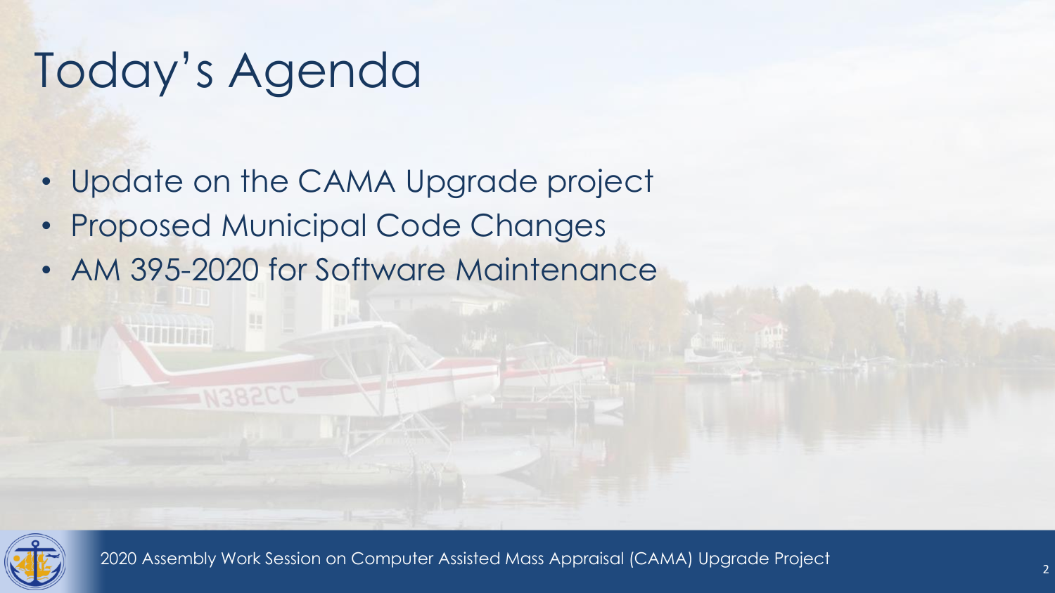# Today's Agenda

- Update on the CAMA Upgrade project
- Proposed Municipal Code Changes
- AM 395-2020 for Software Maintenance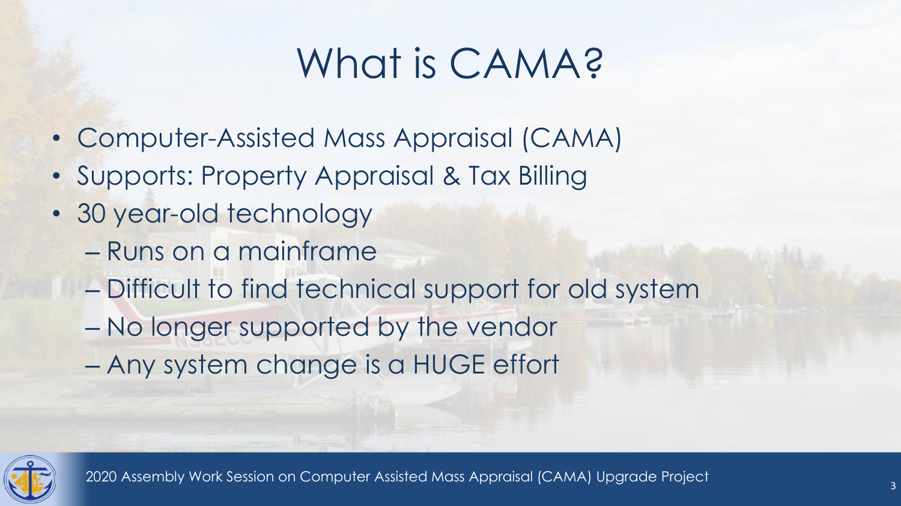# What is CAMA?

- Computer-Assisted Mass Appraisal (CAMA)
- Supports: Property Appraisal & Tax Billing
- 30 year-old technology
  - Runs on a mainframe
  - Difficult to find technical support for old system
  - No longer supported by the vendor
  - Any system change is a HUGE effort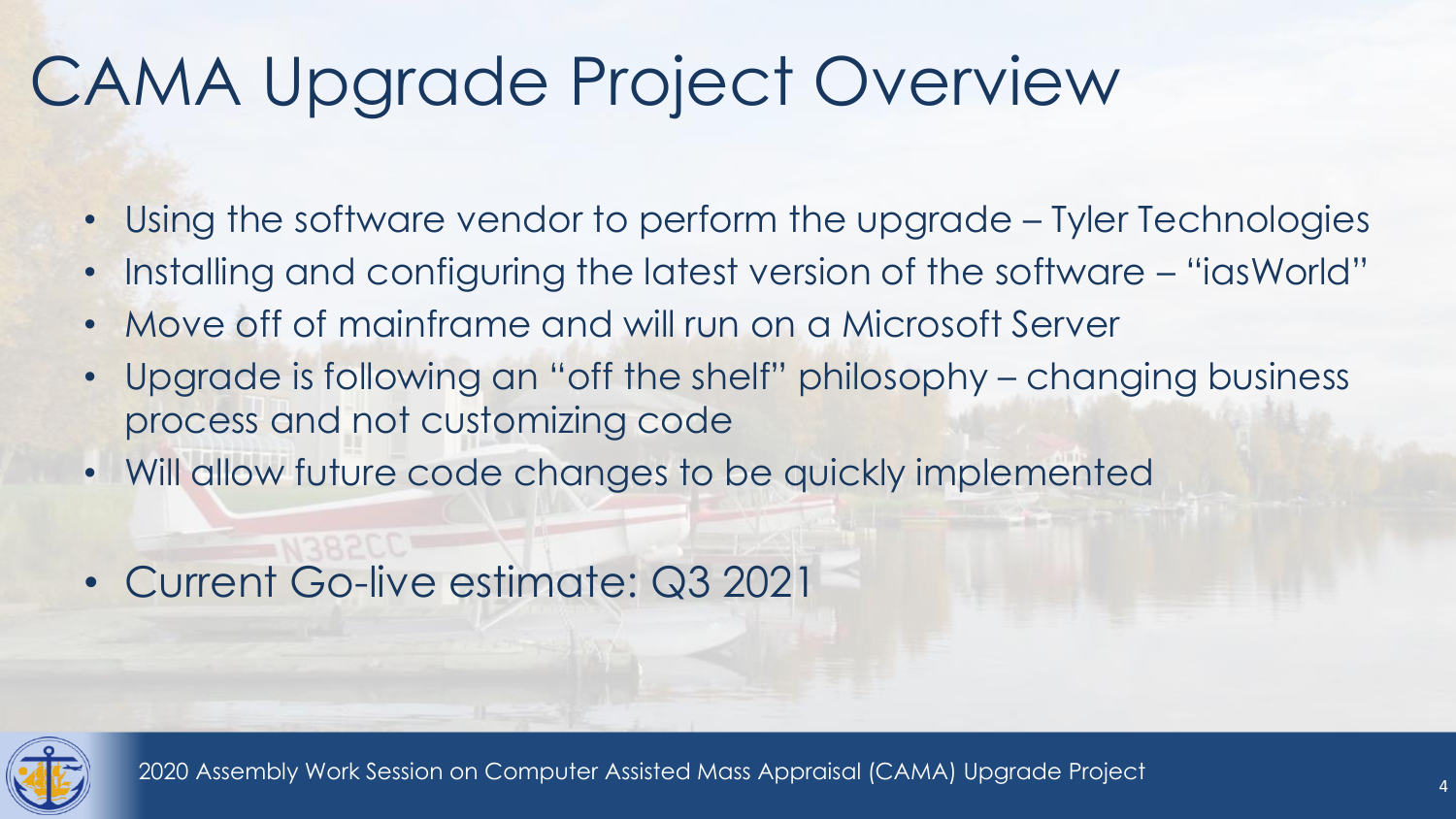# CAMA Upgrade Project Overview

- Using the software vendor to perform the upgrade – Tyler Technologies
- Installing and configuring the latest version of the software – "iasWorld"
- Move off of mainframe and will run on a Microsoft Server
- Upgrade is following an "off the shelf" philosophy – changing business process and not customizing code
- Will allow future code changes to be quickly implemented

- Current Go-live estimate: Q3 2021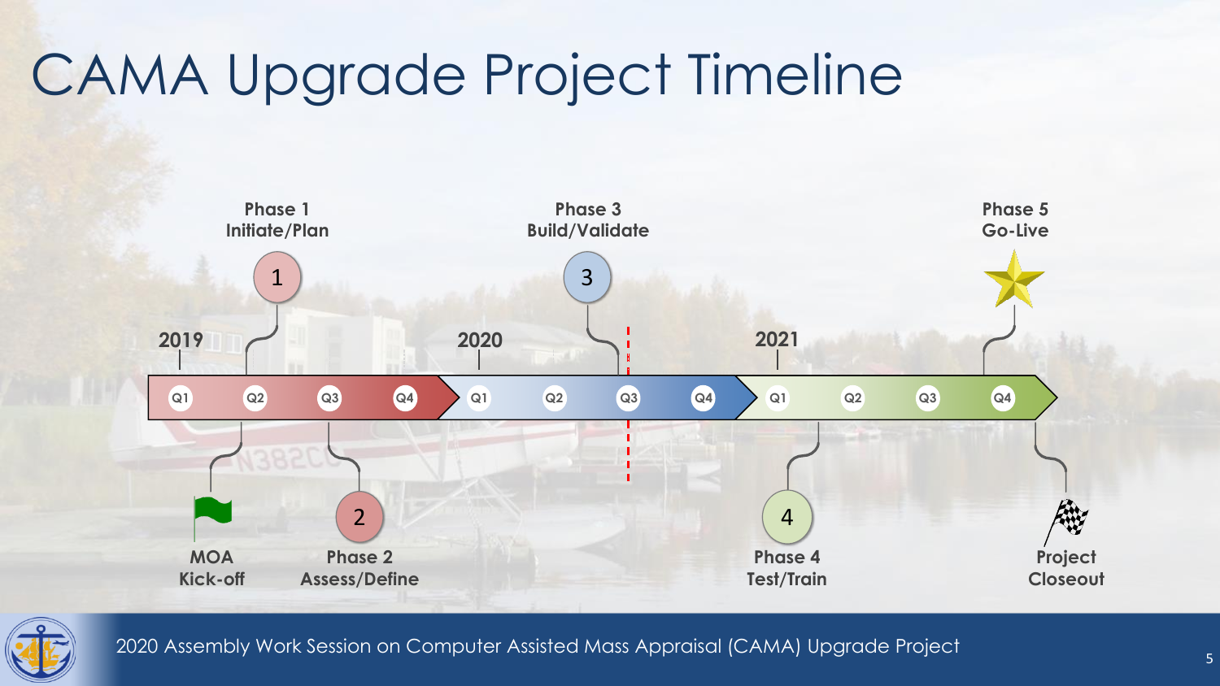# CAMA Upgrade Project Timeline

**2019** — Q1, Q2, Q3, Q4

**2020** — Q1, Q2, Q3, Q4

**2021** — Q1, Q2, Q3, Q4

**MOA Kick-off**

**Phase 1**
**Initiate/Plan**

**Phase 2**
**Assess/Define**

**Phase 3**
**Build/Validate**

**Phase 4**
**Test/Train**

**Phase 5**
**Go-Live**

**Project Closeout**

2020 Assembly Work Session on Computer Assisted Mass Appraisal (CAMA) Upgrade Project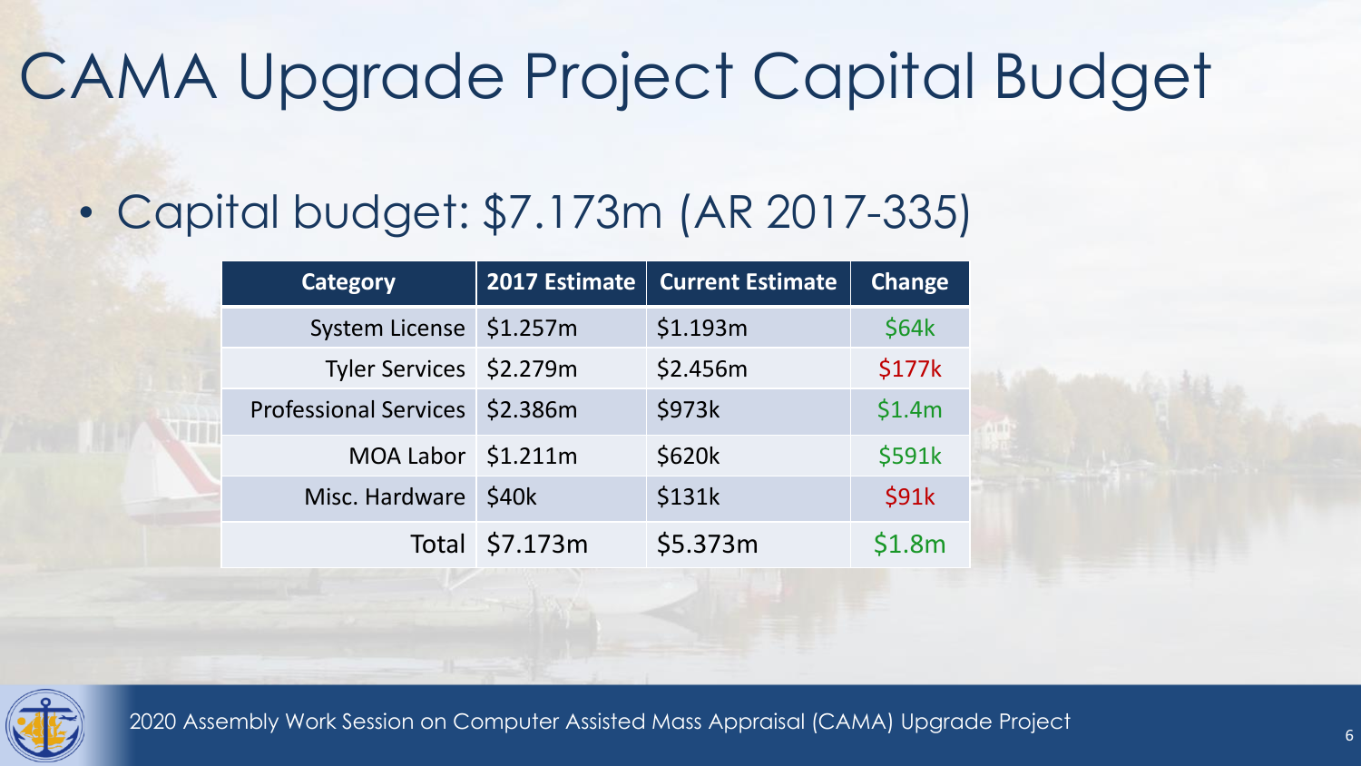# CAMA Upgrade Project Capital Budget

- Capital budget: $7.173m (AR 2017-335)

| Category | 2017 Estimate | Current Estimate | Change |
|---|---|---|---|
| System License | $1.257m | $1.193m | $64k |
| Tyler Services | $2.279m | $2.456m | $177k |
| Professional Services | $2.386m | $973k | $1.4m |
| MOA Labor | $1.211m | $620k | $591k |
| Misc. Hardware | $40k | $131k | $91k |
| Total | $7.173m | $5.373m | $1.8m |

2020 Assembly Work Session on Computer Assisted Mass Appraisal (CAMA) Upgrade Project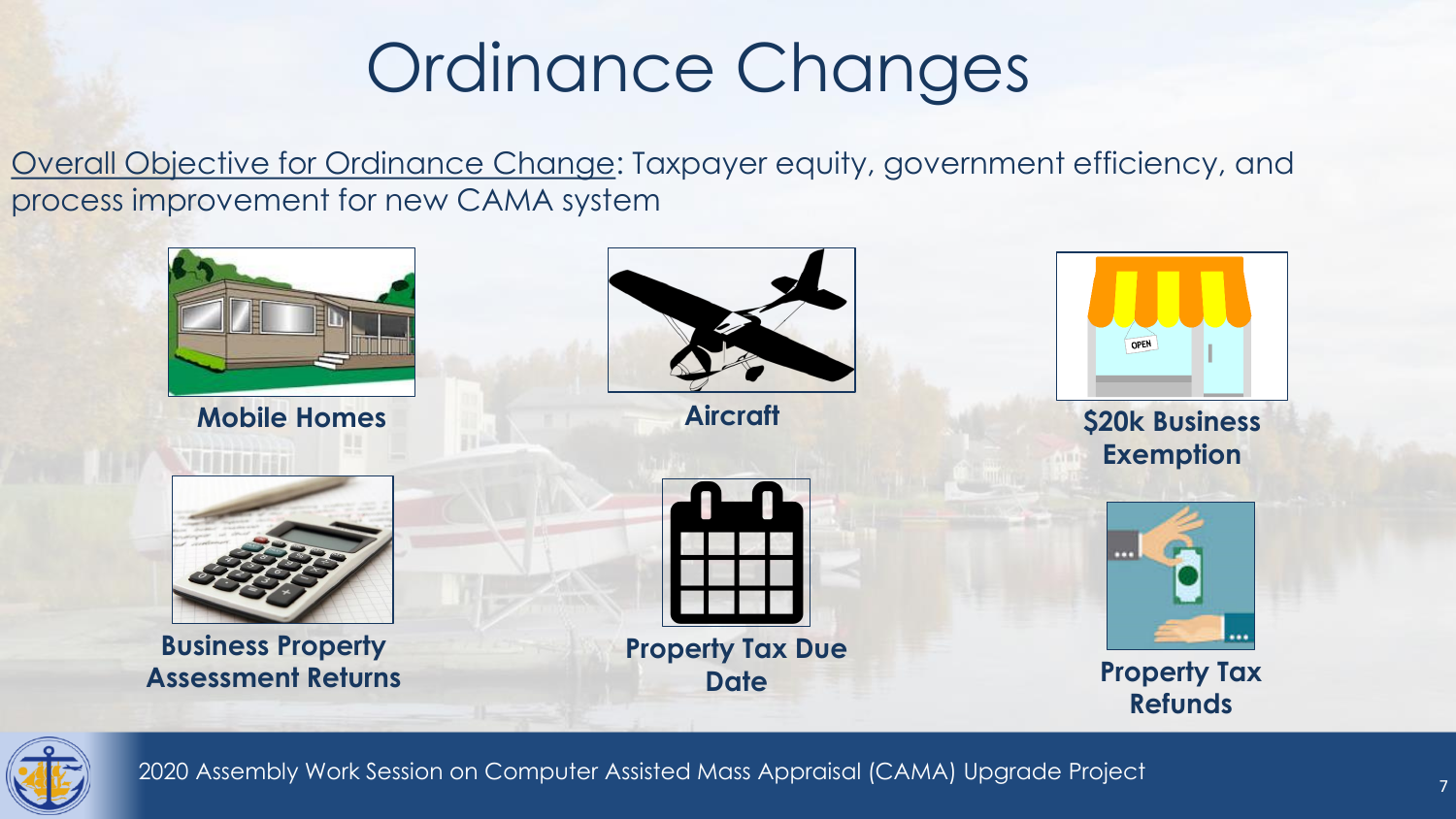# Ordinance Changes

<u>Overall Objective for Ordinance Change</u>: Taxpayer equity, government efficiency, and process improvement for new CAMA system

**Mobile Homes**

**Aircraft**

**$20k Business Exemption**

**Business Property Assessment Returns**

**Property Tax Due Date**

**Property Tax Refunds**

2020 Assembly Work Session on Computer Assisted Mass Appraisal (CAMA) Upgrade Project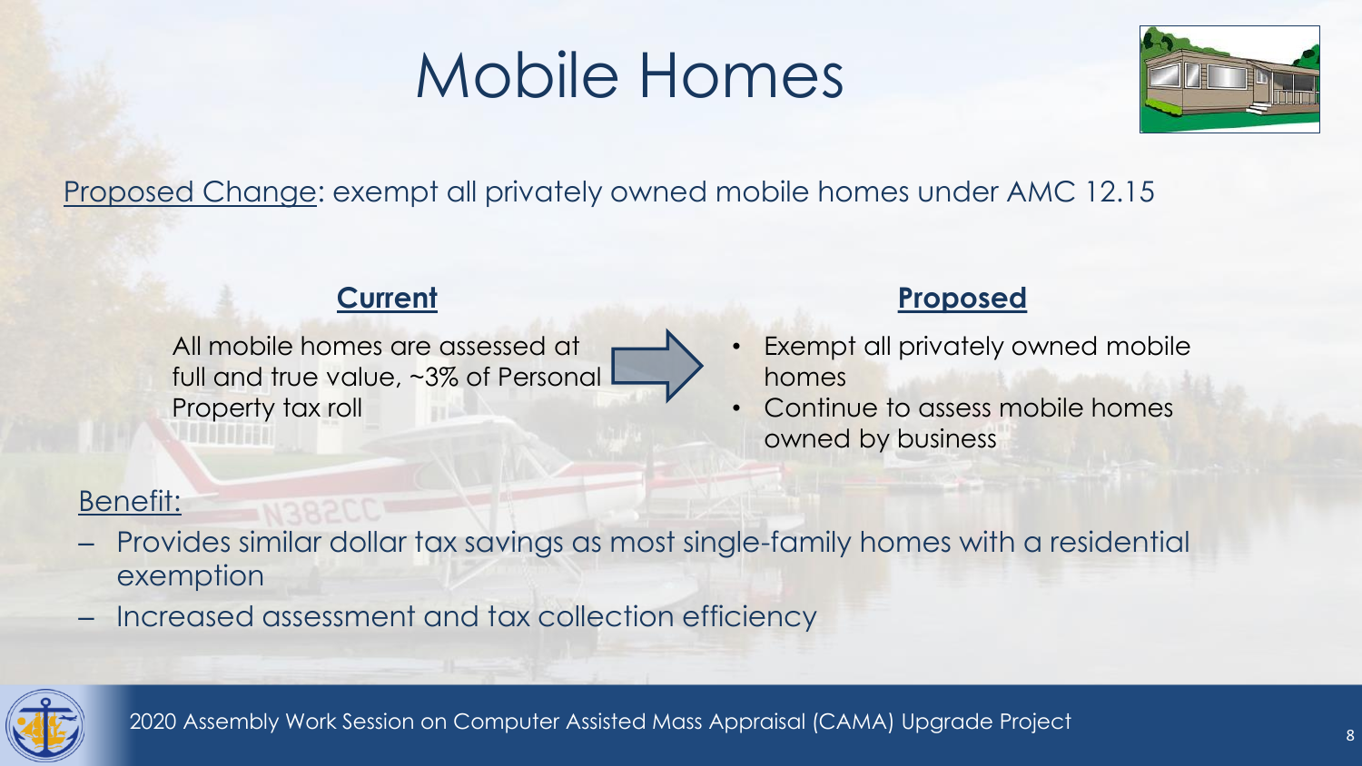# Mobile Homes

Proposed Change: exempt all privately owned mobile homes under AMC 12.15

| **Current** | **Proposed** |
| --- | --- |
| All mobile homes are assessed at full and true value, ~3% of Personal Property tax roll | • Exempt all privately owned mobile homes<br>• Continue to assess mobile homes owned by business |

Benefit:

- Provides similar dollar tax savings as most single-family homes with a residential exemption
- Increased assessment and tax collection efficiency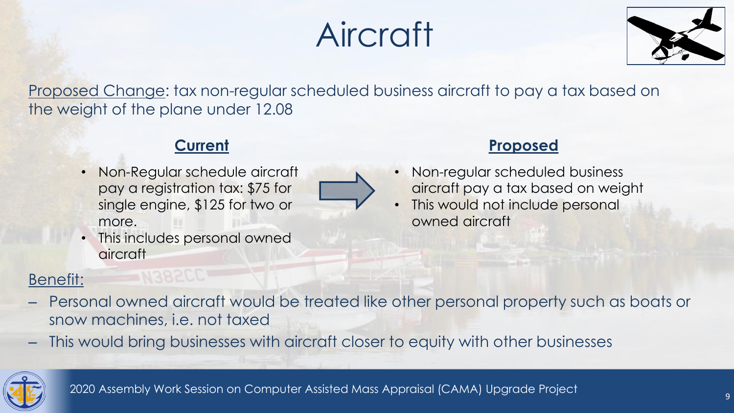# Aircraft

Proposed Change: tax non-regular scheduled business aircraft to pay a tax based on the weight of the plane under 12.08

**Current**

- Non-Regular schedule aircraft pay a registration tax: $75 for single engine, $125 for two or more.
- This includes personal owned aircraft

**Proposed**

- Non-regular scheduled business aircraft pay a tax based on weight
- This would not include personal owned aircraft

Benefit:

- Personal owned aircraft would be treated like other personal property such as boats or snow machines, i.e. not taxed
- This would bring businesses with aircraft closer to equity with other businesses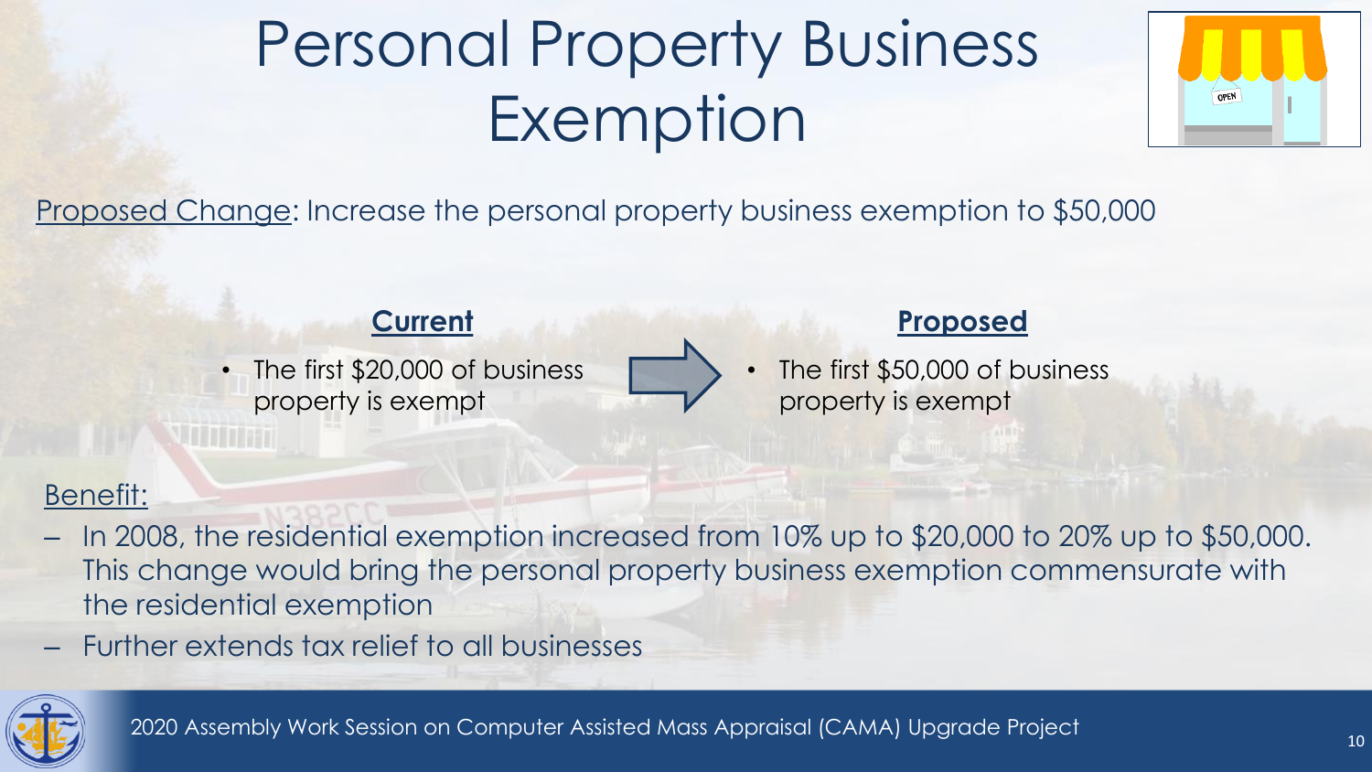# Personal Property Business Exemption

Proposed Change: Increase the personal property business exemption to $50,000

| **Current** | | **Proposed** |
| --- | --- | --- |
| • The first $20,000 of business property is exempt | → | • The first $50,000 of business property is exempt |

Benefit:

- In 2008, the residential exemption increased from 10% up to $20,000 to 20% up to $50,000. This change would bring the personal property business exemption commensurate with the residential exemption
- Further extends tax relief to all businesses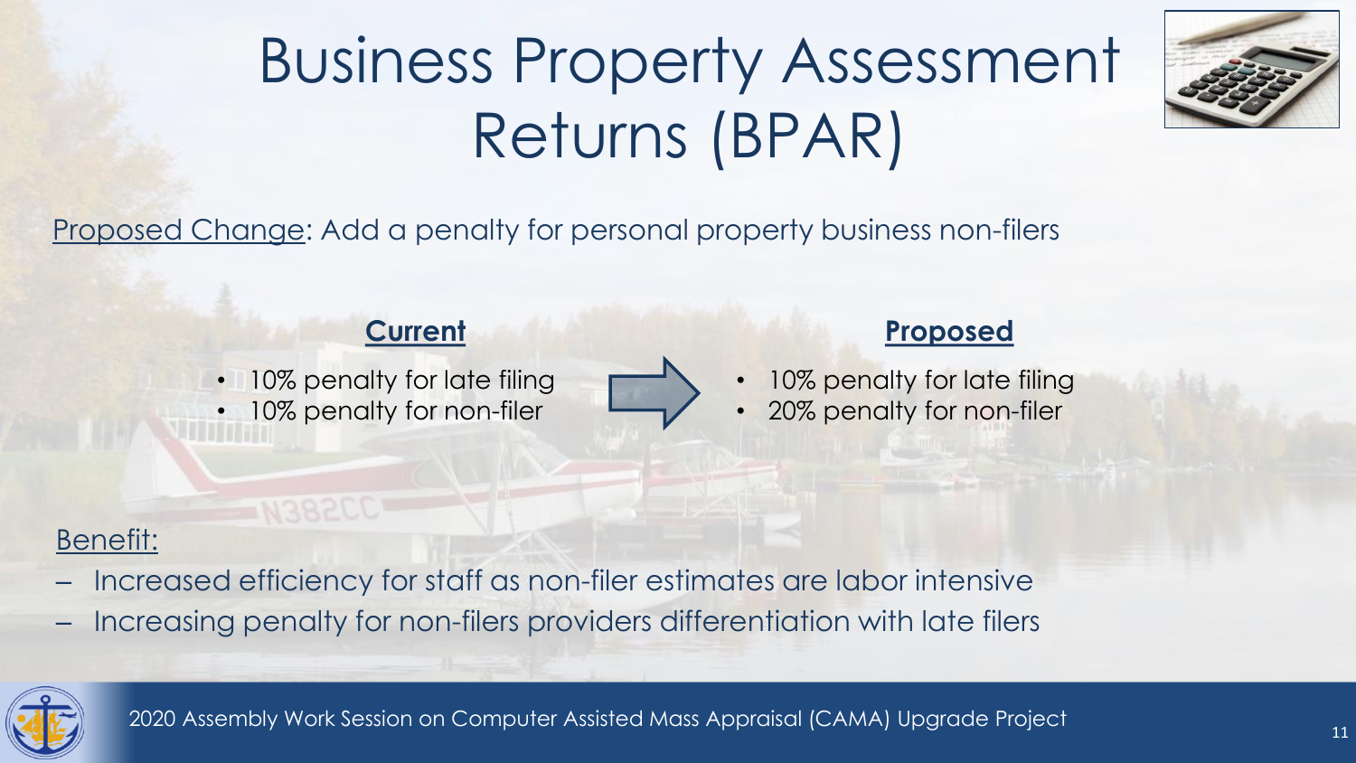# Business Property Assessment Returns (BPAR)

Proposed Change: Add a penalty for personal property business non-filers

**Current**

- 10% penalty for late filing
- 10% penalty for non-filer

**Proposed**

- 10% penalty for late filing
- 20% penalty for non-filer

Benefit:

- Increased efficiency for staff as non-filer estimates are labor intensive
- Increasing penalty for non-filers providers differentiation with late filers

2020 Assembly Work Session on Computer Assisted Mass Appraisal (CAMA) Upgrade Project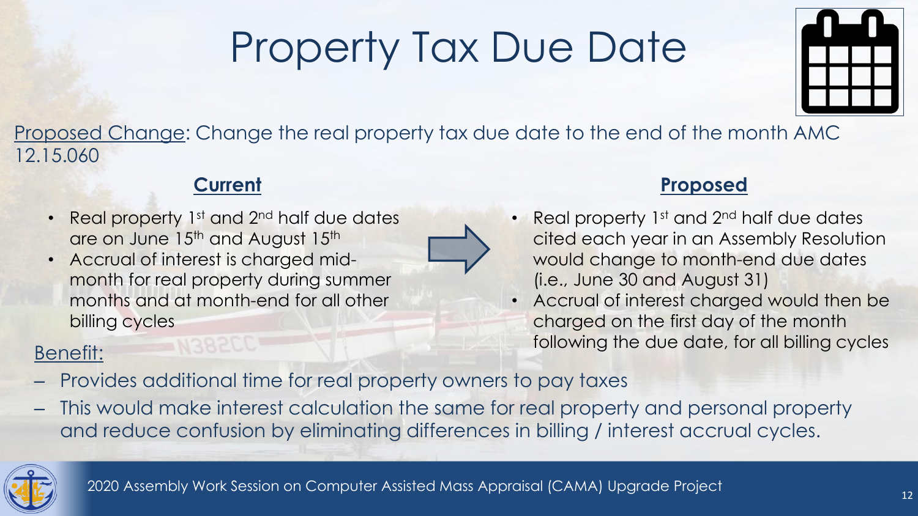# Property Tax Due Date

Proposed Change: Change the real property tax due date to the end of the month AMC 12.15.060

**Current**

- Real property 1st and 2nd half due dates are on June 15th and August 15th
- Accrual of interest is charged mid-month for real property during summer months and at month-end for all other billing cycles

**Proposed**

- Real property 1st and 2nd half due dates cited each year in an Assembly Resolution would change to month-end due dates (i.e., June 30 and August 31)
- Accrual of interest charged would then be charged on the first day of the month following the due date, for all billing cycles

Benefit:

- Provides additional time for real property owners to pay taxes
- This would make interest calculation the same for real property and personal property and reduce confusion by eliminating differences in billing / interest accrual cycles.

2020 Assembly Work Session on Computer Assisted Mass Appraisal (CAMA) Upgrade Project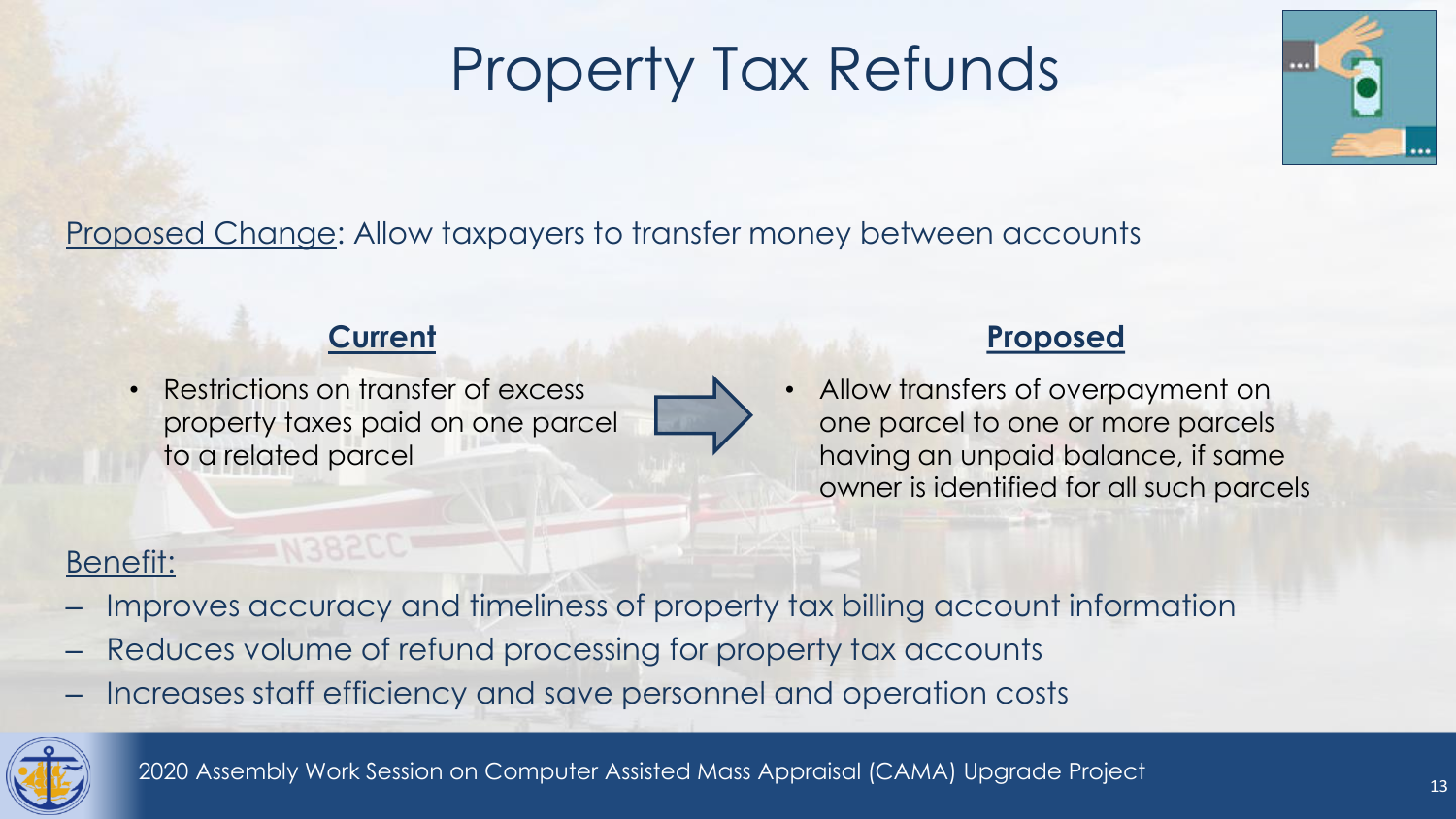# Property Tax Refunds

Proposed Change: Allow taxpayers to transfer money between accounts

**Current**

- Restrictions on transfer of excess property taxes paid on one parcel to a related parcel

**Proposed**

- Allow transfers of overpayment on one parcel to one or more parcels having an unpaid balance, if same owner is identified for all such parcels

Benefit:

- Improves accuracy and timeliness of property tax billing account information
- Reduces volume of refund processing for property tax accounts
- Increases staff efficiency and save personnel and operation costs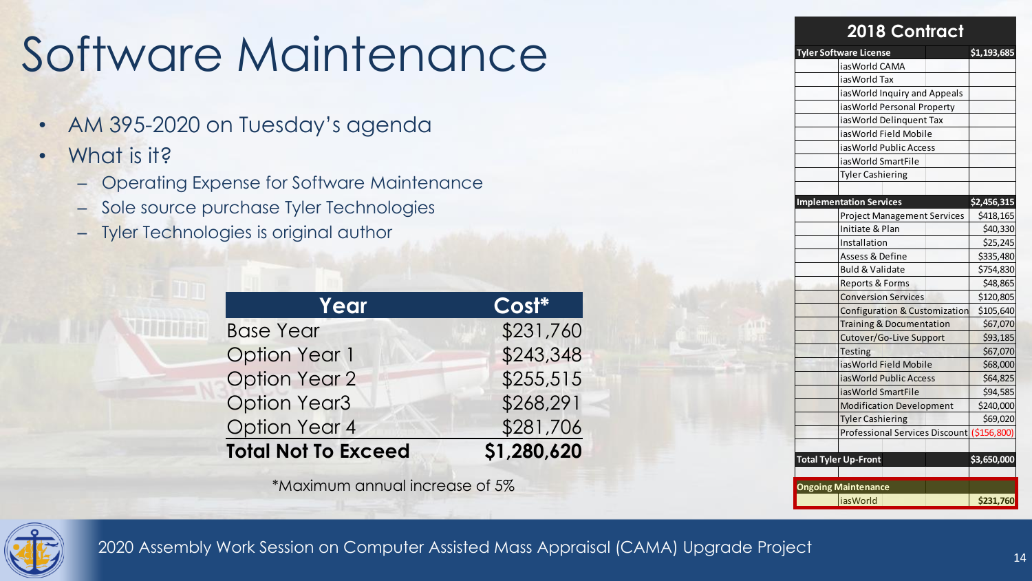# Software Maintenance

- AM 395-2020 on Tuesday's agenda
- What is it?
  - Operating Expense for Software Maintenance
  - Sole source purchase Tyler Technologies
  - Tyler Technologies is original author

| Year | Cost* |
|---|---|
| Base Year | $231,760 |
| Option Year 1 | $243,348 |
| Option Year 2 | $255,515 |
| Option Year3 | $268,291 |
| Option Year 4 | $281,706 |
| **Total Not To Exceed** | **$1,280,620** |

*Maximum annual increase of 5%

| 2018 Contract | | |
|---|---|---|
| **Tyler Software License** | | **$1,193,685** |
| | iasWorld CAMA | |
| | iasWorld Tax | |
| | iasWorld Inquiry and Appeals | |
| | iasWorld Personal Property | |
| | iasWorld Delinquent Tax | |
| | iasWorld Field Mobile | |
| | iasWorld Public Access | |
| | iasWorld SmartFile | |
| | Tyler Cashiering | |
| | | |
| **Implementation Services** | | **$2,456,315** |
| | Project Management Services | $418,165 |
| | Initiate & Plan | $40,330 |
| | Installation | $25,245 |
| | Assess & Define | $335,480 |
| | Buld & Validate | $754,830 |
| | Reports & Forms | $48,865 |
| | Conversion Services | $120,805 |
| | Configuration & Customization | $105,640 |
| | Training & Documentation | $67,070 |
| | Cutover/Go-Live Support | $93,185 |
| | Testing | $67,070 |
| | iasWorld Field Mobile | $68,000 |
| | iasWorld Public Access | $64,825 |
| | iasWorld SmartFile | $94,585 |
| | Modification Development | $240,000 |
| | Tyler Cashiering | $69,020 |
| | Professional Services Discount | ($156,800) |
| | | |
| **Total Tyler Up-Front** | | **$3,650,000** |
| | | |
| **Ongoing Maintenance** | | |
| | iasWorld | **$231,760** |

2020 Assembly Work Session on Computer Assisted Mass Appraisal (CAMA) Upgrade Project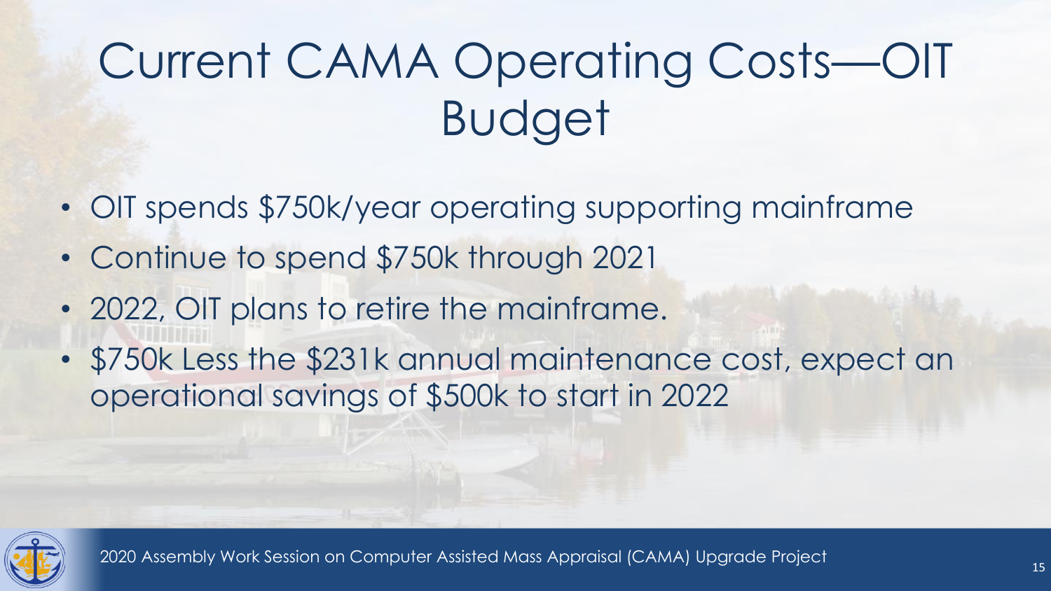# Current CAMA Operating Costs—OIT Budget

- OIT spends $750k/year operating supporting mainframe
- Continue to spend $750k through 2021
- 2022, OIT plans to retire the mainframe.
- $750k Less the $231k annual maintenance cost, expect an operational savings of $500k to start in 2022